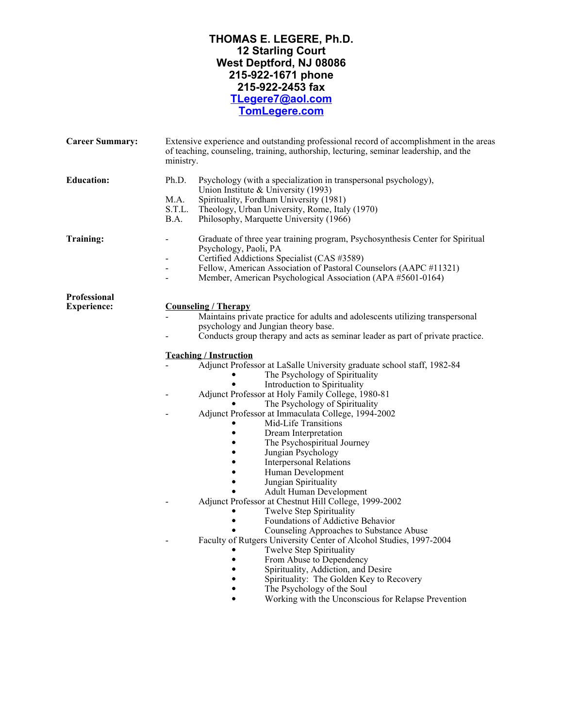# THOMAS E. LEGERE, Ph.D.

**12 Starling Court**
**West Deptford, NJ 08086**
**215-922-1671 phone**
**215-922-2453 fax**
**TLegere7@aol.com**
**TomLegere.com**

**Career Summary:**

Extensive experience and outstanding professional record of accomplishment in the areas of teaching, counseling, training, authorship, lecturing, seminar leadership, and the ministry.

**Education:**

- Ph.D. Psychology (with a specialization in transpersonal psychology), Union Institute & University (1993)
- M.A. Spirituality, Fordham University (1981)
- S.T.L. Theology, Urban University, Rome, Italy (1970)
- B.A. Philosophy, Marquette University (1966)

**Training:**

- Graduate of three year training program, Psychosynthesis Center for Spiritual Psychology, Paoli, PA
- Certified Addictions Specialist (CAS #3589)
- Fellow, American Association of Pastoral Counselors (AAPC #11321)
- Member, American Psychological Association (APA #5601-0164)

**Professional Experience:**

**Counseling / Therapy**

- Maintains private practice for adults and adolescents utilizing transpersonal psychology and Jungian theory base.
- Conducts group therapy and acts as seminar leader as part of private practice.

**Teaching / Instruction**

- Adjunct Professor at LaSalle University graduate school staff, 1982-84
  - The Psychology of Spirituality
  - Introduction to Spirituality
- Adjunct Professor at Holy Family College, 1980-81
  - The Psychology of Spirituality
- Adjunct Professor at Immaculata College, 1994-2002
  - Mid-Life Transitions
  - Dream Interpretation
  - The Psychospiritual Journey
  - Jungian Psychology
  - Interpersonal Relations
  - Human Development
  - Jungian Spirituality
  - Adult Human Development
- Adjunct Professor at Chestnut Hill College, 1999-2002
  - Twelve Step Spirituality
  - Foundations of Addictive Behavior
  - Counseling Approaches to Substance Abuse
- Faculty of Rutgers University Center of Alcohol Studies, 1997-2004
  - Twelve Step Spirituality
  - From Abuse to Dependency
  - Spirituality, Addiction, and Desire
  - Spirituality: The Golden Key to Recovery
  - The Psychology of the Soul
  - Working with the Unconscious for Relapse Prevention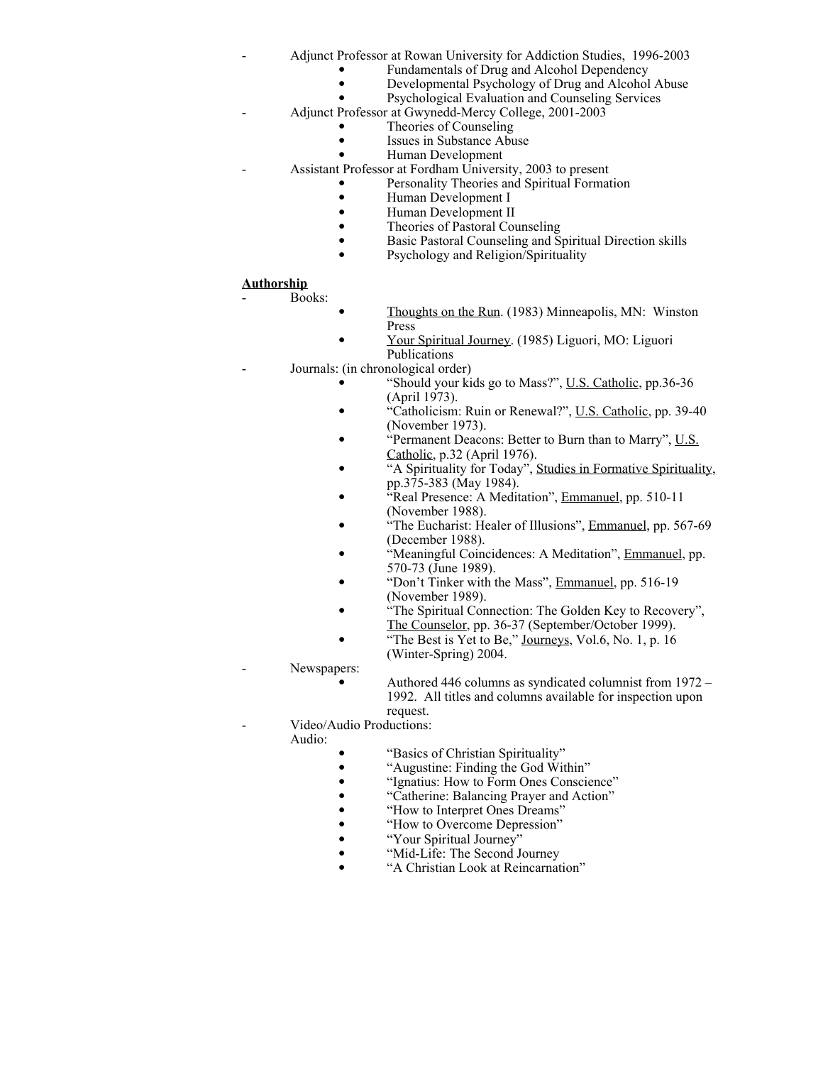- Adjunct Professor at Rowan University for Addiction Studies, 1996-2003
    - Fundamentals of Drug and Alcohol Dependency
    - Developmental Psychology of Drug and Alcohol Abuse
    - Psychological Evaluation and Counseling Services
- Adjunct Professor at Gwynedd-Mercy College, 2001-2003
    - Theories of Counseling
    - Issues in Substance Abuse
    - Human Development
- Assistant Professor at Fordham University, 2003 to present
    - Personality Theories and Spiritual Formation
    - Human Development I
    - Human Development II
    - Theories of Pastoral Counseling
    - Basic Pastoral Counseling and Spiritual Direction skills
    - Psychology and Religion/Spirituality

**Authorship**

- Books:
    - Thoughts on the Run. (1983) Minneapolis, MN: Winston Press
    - Your Spiritual Journey. (1985) Liguori, MO: Liguori Publications
- Journals: (in chronological order)
    - "Should your kids go to Mass?", U.S. Catholic, pp.36-36 (April 1973).
    - "Catholicism: Ruin or Renewal?", U.S. Catholic, pp. 39-40 (November 1973).
    - "Permanent Deacons: Better to Burn than to Marry", U.S. Catholic, p.32 (April 1976).
    - "A Spirituality for Today", Studies in Formative Spirituality, pp.375-383 (May 1984).
    - "Real Presence: A Meditation", Emmanuel, pp. 510-11 (November 1988).
    - "The Eucharist: Healer of Illusions", Emmanuel, pp. 567-69 (December 1988).
    - "Meaningful Coincidences: A Meditation", Emmanuel, pp. 570-73 (June 1989).
    - "Don't Tinker with the Mass", Emmanuel, pp. 516-19 (November 1989).
    - "The Spiritual Connection: The Golden Key to Recovery", The Counselor, pp. 36-37 (September/October 1999).
    - "The Best is Yet to Be," Journeys, Vol.6, No. 1, p. 16 (Winter-Spring) 2004.
- Newspapers:
    - Authored 446 columns as syndicated columnist from 1972 – 1992. All titles and columns available for inspection upon request.
- Video/Audio Productions:

  Audio:
    - "Basics of Christian Spirituality"
    - "Augustine: Finding the God Within"
    - "Ignatius: How to Form Ones Conscience"
    - "Catherine: Balancing Prayer and Action"
    - "How to Interpret Ones Dreams"
    - "How to Overcome Depression"
    - "Your Spiritual Journey"
    - "Mid-Life: The Second Journey"
    - "A Christian Look at Reincarnation"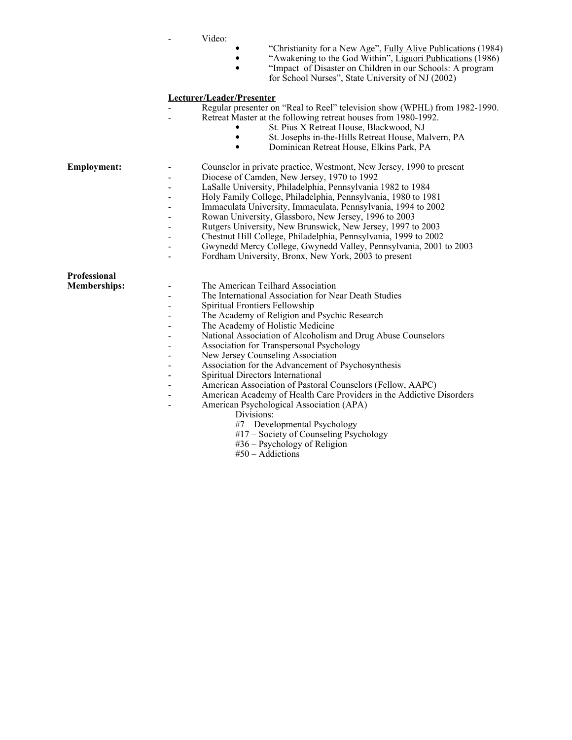- Video:
  - "Christianity for a New Age", Fully Alive Publications (1984)
  - "Awakening to the God Within", Liguori Publications (1986)
  - "Impact of Disaster on Children in our Schools: A program for School Nurses", State University of NJ (2002)

**Lecturer/Leader/Presenter**

- Regular presenter on "Real to Reel" television show (WPHL) from 1982-1990.
- Retreat Master at the following retreat houses from 1980-1992.
  - St. Pius X Retreat House, Blackwood, NJ
  - St. Josephs in-the-Hills Retreat House, Malvern, PA
  - Dominican Retreat House, Elkins Park, PA

**Employment:**

- Counselor in private practice, Westmont, New Jersey, 1990 to present
- Diocese of Camden, New Jersey, 1970 to 1992
- LaSalle University, Philadelphia, Pennsylvania 1982 to 1984
- Holy Family College, Philadelphia, Pennsylvania, 1980 to 1981
- Immaculata University, Immaculata, Pennsylvania, 1994 to 2002
- Rowan University, Glassboro, New Jersey, 1996 to 2003
- Rutgers University, New Brunswick, New Jersey, 1997 to 2003
- Chestnut Hill College, Philadelphia, Pennsylvania, 1999 to 2002
- Gwynedd Mercy College, Gwynedd Valley, Pennsylvania, 2001 to 2003
- Fordham University, Bronx, New York, 2003 to present

**Professional Memberships:**

- The American Teilhard Association
- The International Association for Near Death Studies
- Spiritual Frontiers Fellowship
- The Academy of Religion and Psychic Research
- The Academy of Holistic Medicine
- National Association of Alcoholism and Drug Abuse Counselors
- Association for Transpersonal Psychology
- New Jersey Counseling Association
- Association for the Advancement of Psychosynthesis
- Spiritual Directors International
- American Association of Pastoral Counselors (Fellow, AAPC)
- American Academy of Health Care Providers in the Addictive Disorders
- American Psychological Association (APA)
  
  Divisions:
  
  #7 – Developmental Psychology
  
  #17 – Society of Counseling Psychology
  
  #36 – Psychology of Religion
  
  #50 – Addictions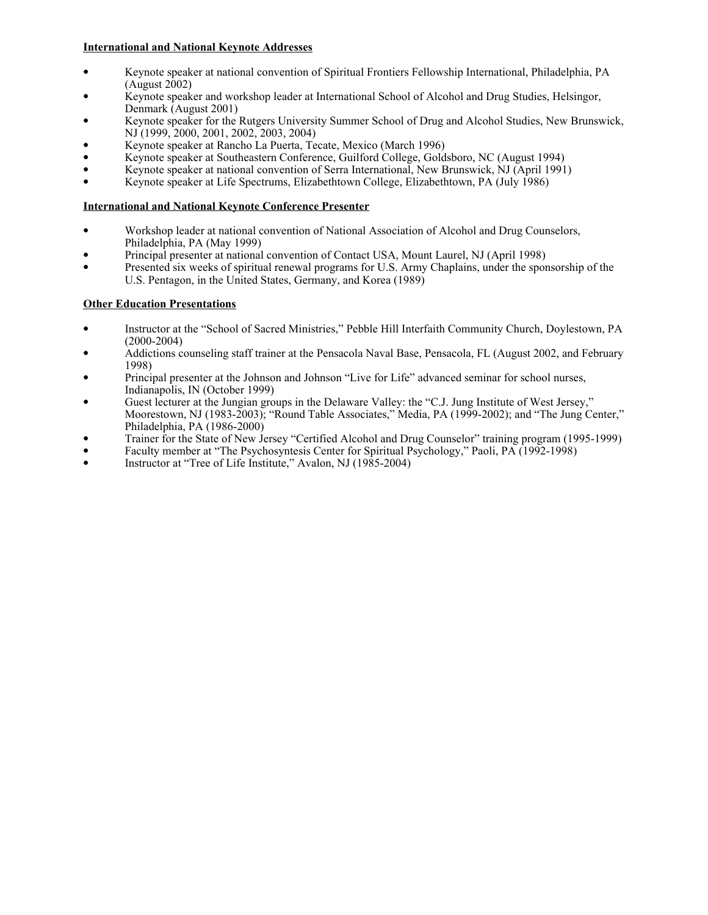**International and National Keynote Addresses**

- Keynote speaker at national convention of Spiritual Frontiers Fellowship International, Philadelphia, PA (August 2002)
- Keynote speaker and workshop leader at International School of Alcohol and Drug Studies, Helsingor, Denmark (August 2001)
- Keynote speaker for the Rutgers University Summer School of Drug and Alcohol Studies, New Brunswick, NJ (1999, 2000, 2001, 2002, 2003, 2004)
- Keynote speaker at Rancho La Puerta, Tecate, Mexico (March 1996)
- Keynote speaker at Southeastern Conference, Guilford College, Goldsboro, NC (August 1994)
- Keynote speaker at national convention of Serra International, New Brunswick, NJ (April 1991)
- Keynote speaker at Life Spectrums, Elizabethtown College, Elizabethtown, PA (July 1986)

**International and National Keynote Conference Presenter**

- Workshop leader at national convention of National Association of Alcohol and Drug Counselors, Philadelphia, PA (May 1999)
- Principal presenter at national convention of Contact USA, Mount Laurel, NJ (April 1998)
- Presented six weeks of spiritual renewal programs for U.S. Army Chaplains, under the sponsorship of the U.S. Pentagon, in the United States, Germany, and Korea (1989)

**Other Education Presentations**

- Instructor at the "School of Sacred Ministries," Pebble Hill Interfaith Community Church, Doylestown, PA (2000-2004)
- Addictions counseling staff trainer at the Pensacola Naval Base, Pensacola, FL (August 2002, and February 1998)
- Principal presenter at the Johnson and Johnson "Live for Life" advanced seminar for school nurses, Indianapolis, IN (October 1999)
- Guest lecturer at the Jungian groups in the Delaware Valley: the "C.J. Jung Institute of West Jersey," Moorestown, NJ (1983-2003); "Round Table Associates," Media, PA (1999-2002); and "The Jung Center," Philadelphia, PA (1986-2000)
- Trainer for the State of New Jersey "Certified Alcohol and Drug Counselor" training program (1995-1999)
- Faculty member at "The Psychosyntesis Center for Spiritual Psychology," Paoli, PA (1992-1998)
- Instructor at "Tree of Life Institute," Avalon, NJ (1985-2004)